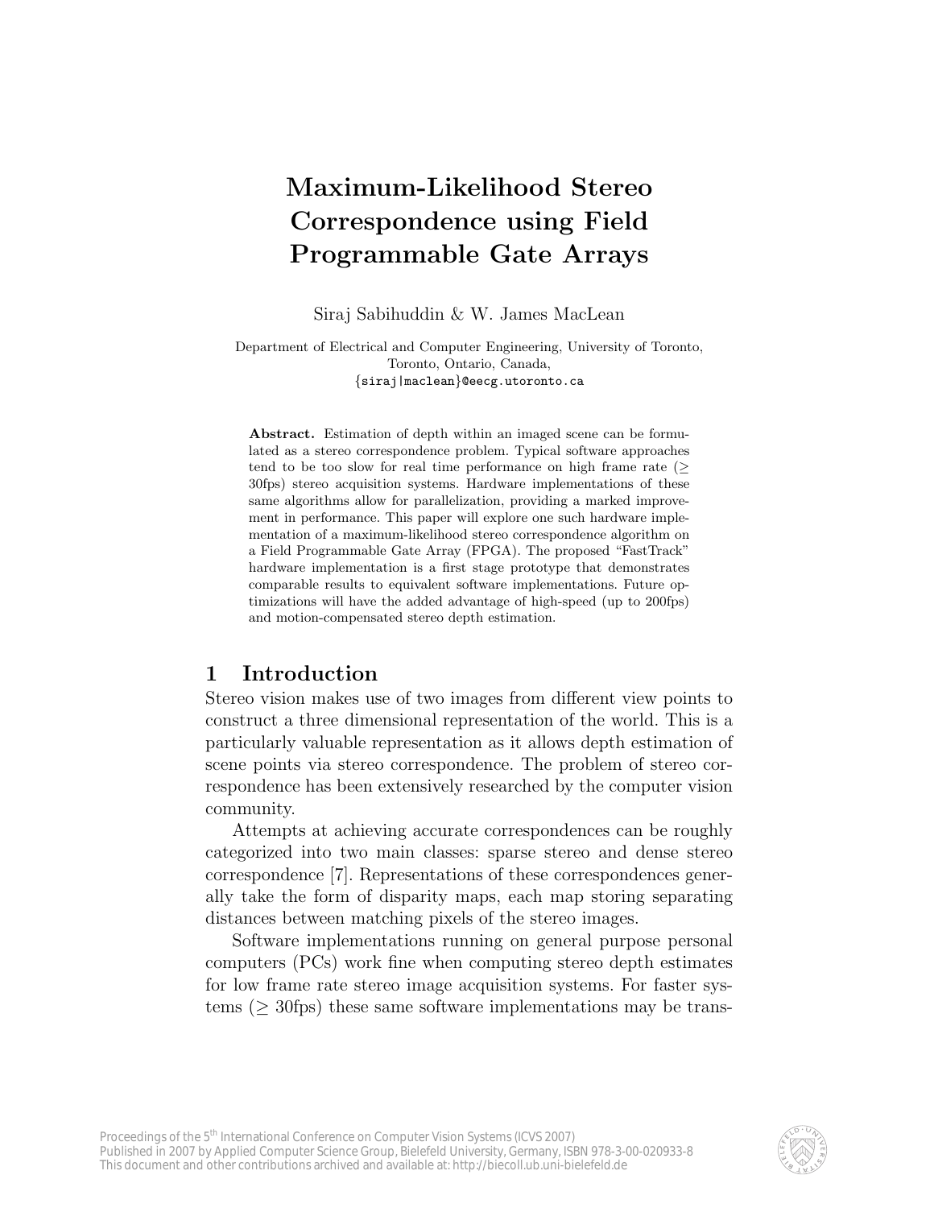# Maximum-Likelihood Stereo Correspondence using Field Programmable Gate Arrays

Siraj Sabihuddin & W. James MacLean

Department of Electrical and Computer Engineering, University of Toronto, Toronto, Ontario, Canada,
{siraj|maclean}@eecg.utoronto.ca

**Abstract.** Estimation of depth within an imaged scene can be formulated as a stereo correspondence problem. Typical software approaches tend to be too slow for real time performance on high frame rate ($\geq$ 30fps) stereo acquisition systems. Hardware implementations of these same algorithms allow for parallelization, providing a marked improvement in performance. This paper will explore one such hardware implementation of a maximum-likelihood stereo correspondence algorithm on a Field Programmable Gate Array (FPGA). The proposed "FastTrack" hardware implementation is a first stage prototype that demonstrates comparable results to equivalent software implementations. Future optimizations will have the added advantage of high-speed (up to 200fps) and motion-compensated stereo depth estimation.

## 1 Introduction

Stereo vision makes use of two images from different view points to construct a three dimensional representation of the world. This is a particularly valuable representation as it allows depth estimation of scene points via stereo correspondence. The problem of stereo correspondence has been extensively researched by the computer vision community.

Attempts at achieving accurate correspondences can be roughly categorized into two main classes: sparse stereo and dense stereo correspondence [7]. Representations of these correspondences generally take the form of disparity maps, each map storing separating distances between matching pixels of the stereo images.

Software implementations running on general purpose personal computers (PCs) work fine when computing stereo depth estimates for low frame rate stereo image acquisition systems. For faster systems ($\geq$ 30fps) these same software implementations may be trans-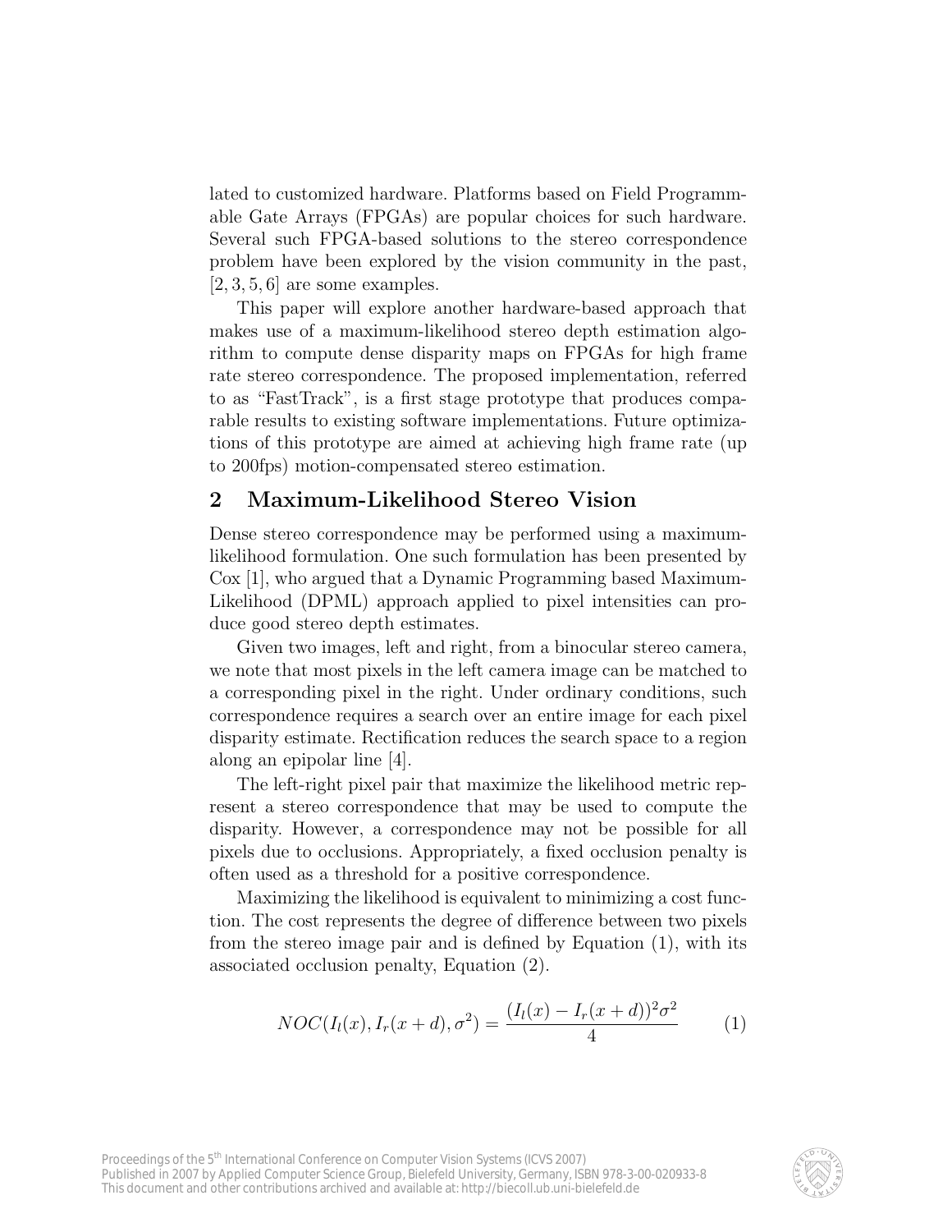lated to customized hardware. Platforms based on Field Programmable Gate Arrays (FPGAs) are popular choices for such hardware. Several such FPGA-based solutions to the stereo correspondence problem have been explored by the vision community in the past, [2, 3, 5, 6] are some examples.

This paper will explore another hardware-based approach that makes use of a maximum-likelihood stereo depth estimation algorithm to compute dense disparity maps on FPGAs for high frame rate stereo correspondence. The proposed implementation, referred to as "FastTrack", is a first stage prototype that produces comparable results to existing software implementations. Future optimizations of this prototype are aimed at achieving high frame rate (up to 200fps) motion-compensated stereo estimation.

## 2 Maximum-Likelihood Stereo Vision

Dense stereo correspondence may be performed using a maximum-likelihood formulation. One such formulation has been presented by Cox [1], who argued that a Dynamic Programming based Maximum-Likelihood (DPML) approach applied to pixel intensities can produce good stereo depth estimates.

Given two images, left and right, from a binocular stereo camera, we note that most pixels in the left camera image can be matched to a corresponding pixel in the right. Under ordinary conditions, such correspondence requires a search over an entire image for each pixel disparity estimate. Rectification reduces the search space to a region along an epipolar line [4].

The left-right pixel pair that maximize the likelihood metric represent a stereo correspondence that may be used to compute the disparity. However, a correspondence may not be possible for all pixels due to occlusions. Appropriately, a fixed occlusion penalty is often used as a threshold for a positive correspondence.

Maximizing the likelihood is equivalent to minimizing a cost function. The cost represents the degree of difference between two pixels from the stereo image pair and is defined by Equation (1), with its associated occlusion penalty, Equation (2).

$$NOC(I_l(x), I_r(x+d), \sigma^2) = \frac{(I_l(x) - I_r(x+d))^2 \sigma^2}{4} \qquad (1)$$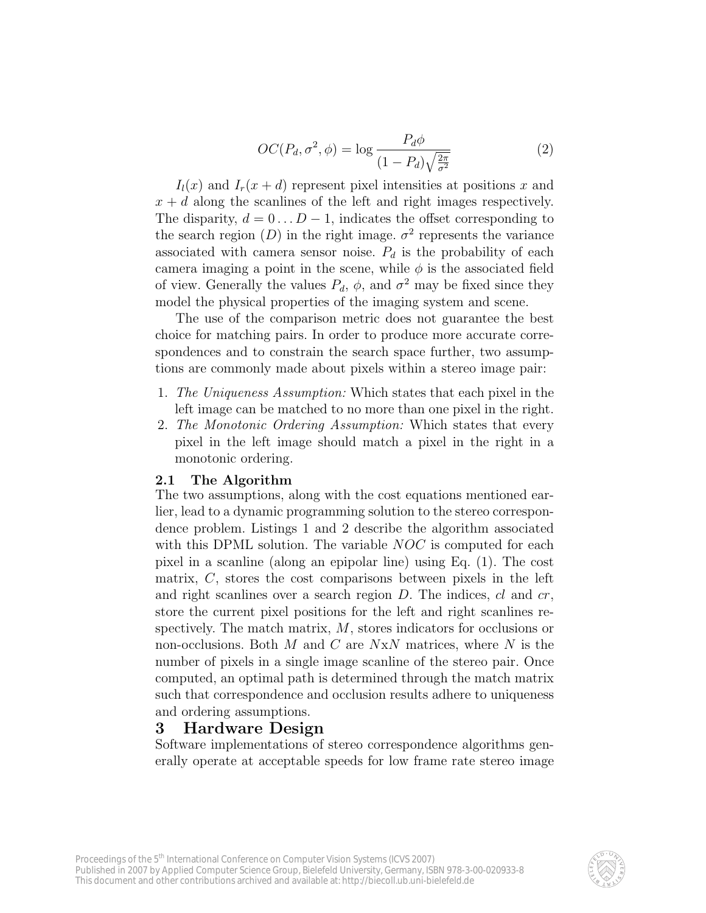$$OC(P_d, \sigma^2, \phi) = \log \frac{P_d \phi}{(1 - P_d)\sqrt{\frac{2\pi}{\sigma^2}}} \tag{2}$$

$I_l(x)$ and $I_r(x + d)$ represent pixel intensities at positions $x$ and $x + d$ along the scanlines of the left and right images respectively. The disparity, $d = 0 \ldots D - 1$, indicates the offset corresponding to the search region ($D$) in the right image. $\sigma^2$ represents the variance associated with camera sensor noise. $P_d$ is the probability of each camera imaging a point in the scene, while $\phi$ is the associated field of view. Generally the values $P_d$, $\phi$, and $\sigma^2$ may be fixed since they model the physical properties of the imaging system and scene.

The use of the comparison metric does not guarantee the best choice for matching pairs. In order to produce more accurate correspondences and to constrain the search space further, two assumptions are commonly made about pixels within a stereo image pair:

1. *The Uniqueness Assumption:* Which states that each pixel in the left image can be matched to no more than one pixel in the right.
2. *The Monotonic Ordering Assumption:* Which states that every pixel in the left image should match a pixel in the right in a monotonic ordering.

### 2.1 The Algorithm

The two assumptions, along with the cost equations mentioned earlier, lead to a dynamic programming solution to the stereo correspondence problem. Listings 1 and 2 describe the algorithm associated with this DPML solution. The variable $NOC$ is computed for each pixel in a scanline (along an epipolar line) using Eq. (1). The cost matrix, $C$, stores the cost comparisons between pixels in the left and right scanlines over a search region $D$. The indices, $cl$ and $cr$, store the current pixel positions for the left and right scanlines respectively. The match matrix, $M$, stores indicators for occlusions or non-occlusions. Both $M$ and $C$ are $N$x$N$ matrices, where $N$ is the number of pixels in a single image scanline of the stereo pair. Once computed, an optimal path is determined through the match matrix such that correspondence and occlusion results adhere to uniqueness and ordering assumptions.

## 3 Hardware Design

Software implementations of stereo correspondence algorithms generally operate at acceptable speeds for low frame rate stereo image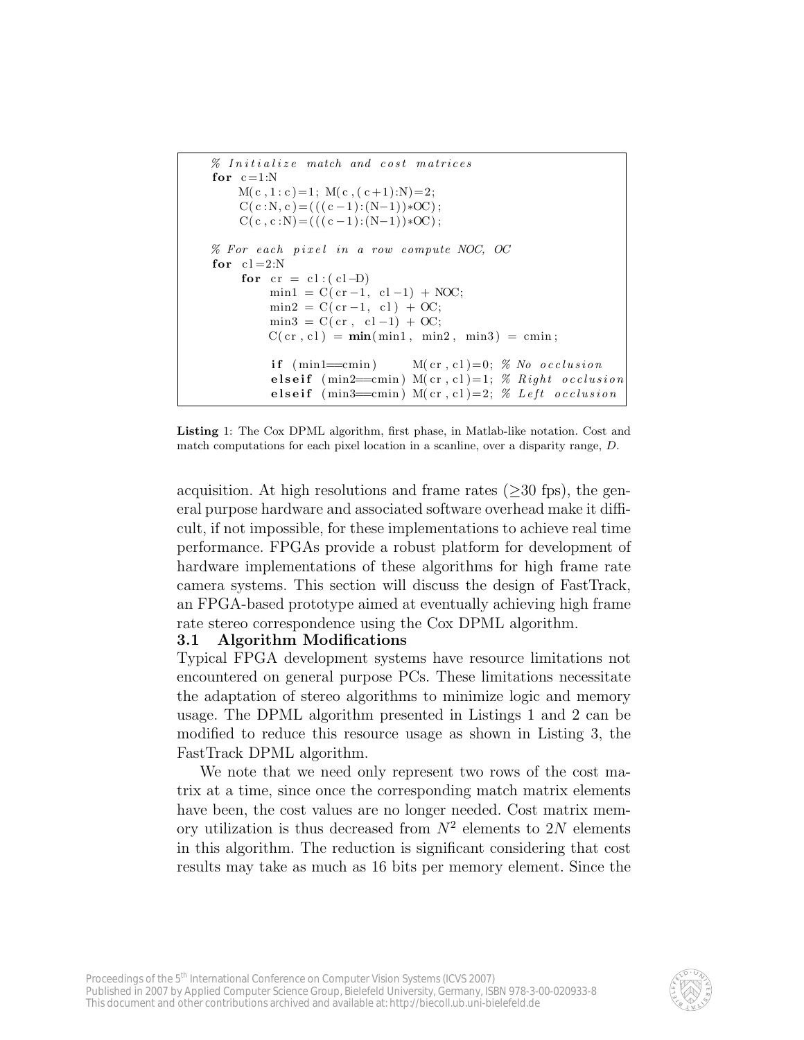```
% Initialize match and cost matrices
for c=1:N
    M(c,1:c)=1; M(c,(c+1):N)=2;
    C(c:N,c)=(((c-1):(N-1))*OC);
    C(c,c:N)=(((c-1):(N-1))*OC);

% For each pixel in a row compute NOC, OC
for cl=2:N
    for cr = cl:(cl-D)
        min1 = C(cr-1, cl-1) + NOC;
        min2 = C(cr-1, cl) + OC;
        min3 = C(cr, cl-1) + OC;
        C(cr,cl) = min(min1, min2, min3) = cmin;

        if (min1==cmin)      M(cr,cl)=0; % No occlusion
        elseif (min2==cmin) M(cr,cl)=1; % Right occlusion
        elseif (min3==cmin) M(cr,cl)=2; % Left occlusion
```

**Listing** 1: The Cox DPML algorithm, first phase, in Matlab-like notation. Cost and match computations for each pixel location in a scanline, over a disparity range, $D$.

acquisition. At high resolutions and frame rates ($\geq$30 fps), the general purpose hardware and associated software overhead make it difficult, if not impossible, for these implementations to achieve real time performance. FPGAs provide a robust platform for development of hardware implementations of these algorithms for high frame rate camera systems. This section will discuss the design of FastTrack, an FPGA-based prototype aimed at eventually achieving high frame rate stereo correspondence using the Cox DPML algorithm.

### 3.1 Algorithm Modifications

Typical FPGA development systems have resource limitations not encountered on general purpose PCs. These limitations necessitate the adaptation of stereo algorithms to minimize logic and memory usage. The DPML algorithm presented in Listings 1 and 2 can be modified to reduce this resource usage as shown in Listing 3, the FastTrack DPML algorithm.

We note that we need only represent two rows of the cost matrix at a time, since once the corresponding match matrix elements have been, the cost values are no longer needed. Cost matrix memory utilization is thus decreased from $N^2$ elements to $2N$ elements in this algorithm. The reduction is significant considering that cost results may take as much as 16 bits per memory element. Since the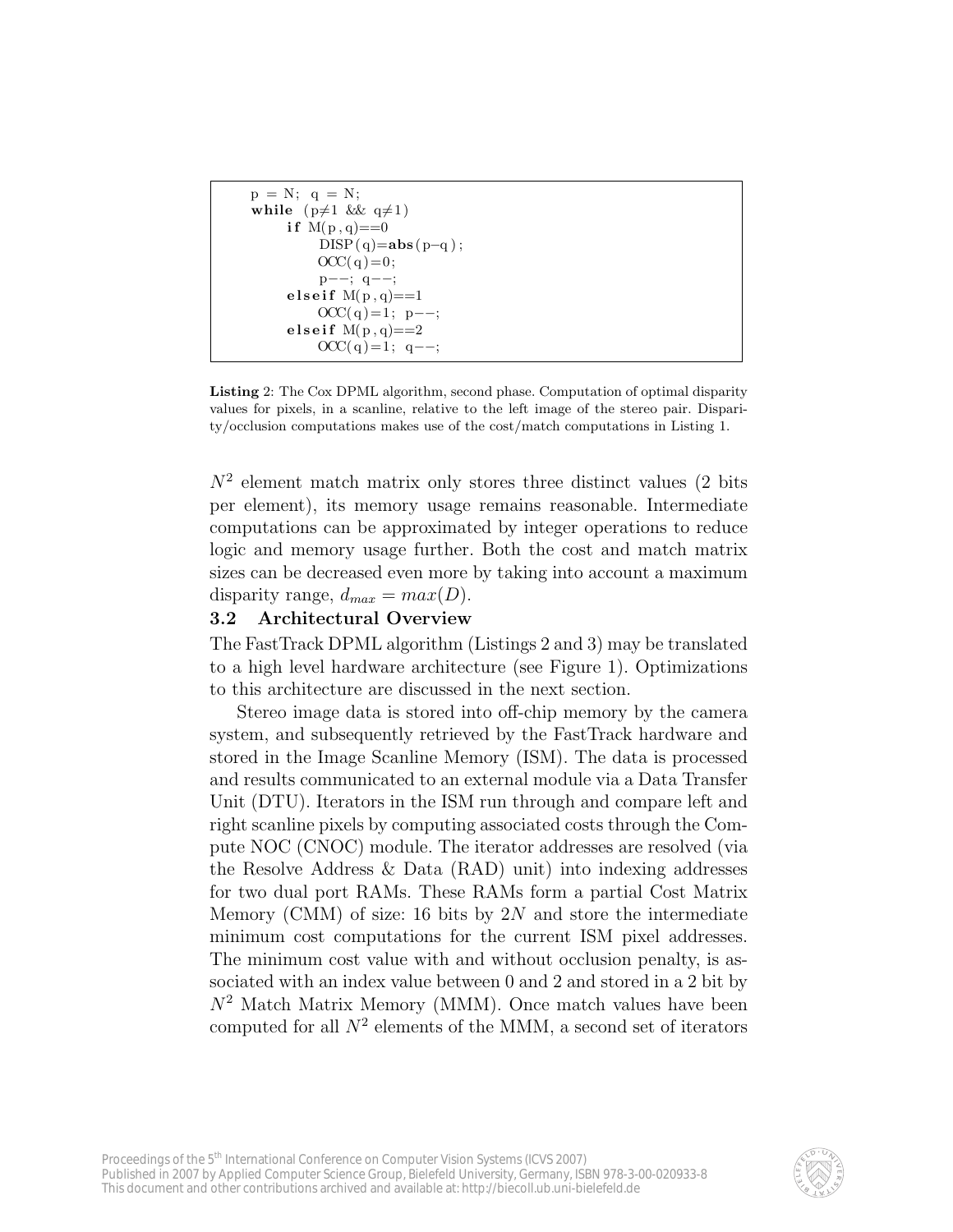```
p = N; q = N;
while (p≠1 && q≠1)
    if M(p,q)==0
        DISP(q)=abs(p−q);
        OCC(q)=0;
        p−−; q−−;
    elseif M(p,q)==1
        OCC(q)=1; p−−;
    elseif M(p,q)==2
        OCC(q)=1; q−−;
```

**Listing** 2: The Cox DPML algorithm, second phase. Computation of optimal disparity values for pixels, in a scanline, relative to the left image of the stereo pair. Disparity/occlusion computations makes use of the cost/match computations in Listing 1.

$N^2$ element match matrix only stores three distinct values (2 bits per element), its memory usage remains reasonable. Intermediate computations can be approximated by integer operations to reduce logic and memory usage further. Both the cost and match matrix sizes can be decreased even more by taking into account a maximum disparity range, $d_{max} = max(D)$.

### 3.2 Architectural Overview

The FastTrack DPML algorithm (Listings 2 and 3) may be translated to a high level hardware architecture (see Figure 1). Optimizations to this architecture are discussed in the next section.

Stereo image data is stored into off-chip memory by the camera system, and subsequently retrieved by the FastTrack hardware and stored in the Image Scanline Memory (ISM). The data is processed and results communicated to an external module via a Data Transfer Unit (DTU). Iterators in the ISM run through and compare left and right scanline pixels by computing associated costs through the Compute NOC (CNOC) module. The iterator addresses are resolved (via the Resolve Address & Data (RAD) unit) into indexing addresses for two dual port RAMs. These RAMs form a partial Cost Matrix Memory (CMM) of size: 16 bits by $2N$ and store the intermediate minimum cost computations for the current ISM pixel addresses. The minimum cost value with and without occlusion penalty, is associated with an index value between 0 and 2 and stored in a 2 bit by $N^2$ Match Matrix Memory (MMM). Once match values have been computed for all $N^2$ elements of the MMM, a second set of iterators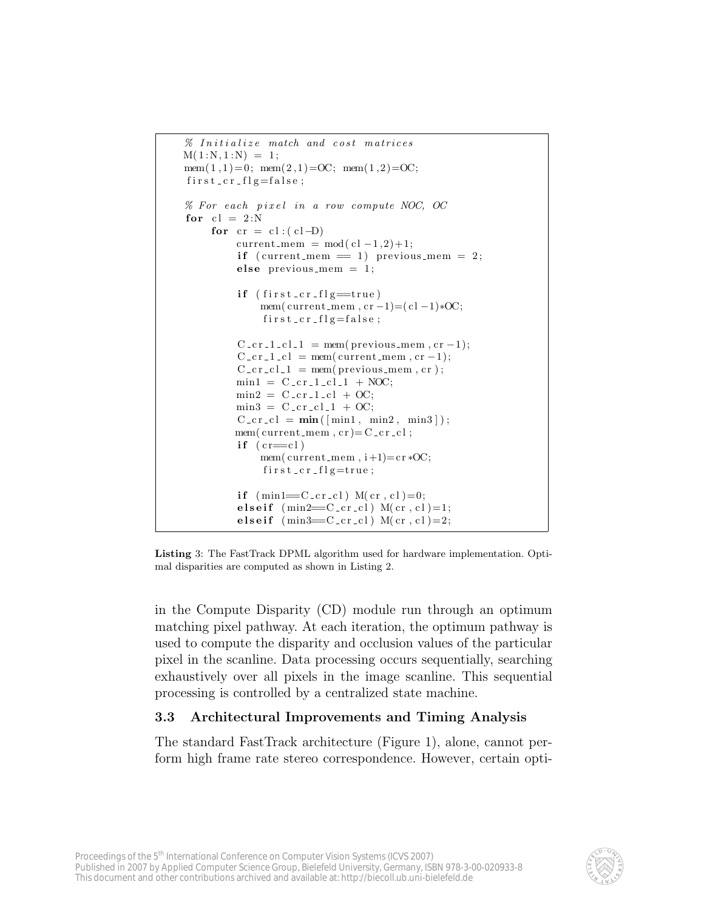```
% Initialize match and cost matrices
M(1:N,1:N) = 1;
mem(1,1)=0; mem(2,1)=OC; mem(1,2)=OC;
first_cr_flg=false;

% For each pixel in a row compute NOC, OC
for cl = 2:N
    for cr = cl:(cl-D)
        current_mem = mod(cl-1,2)+1;
        if (current_mem == 1) previous_mem = 2;
        else previous_mem = 1;

        if (first_cr_flg==true)
            mem(current_mem,cr-1)=(cl-1)*OC;
             first_cr_flg=false;

        C_cr_1_cl_1 = mem(previous_mem,cr-1);
        C_cr_1_cl = mem(current_mem,cr-1);
        C_cr_cl_1 = mem(previous_mem,cr);
        min1 = C_cr_1_cl_1 + NOC;
        min2 = C_cr_1_cl + OC;
        min3 = C_cr_cl_1 + OC;
        C_cr_cl = min([min1, min2, min3]);
        mem(current_mem,cr)=C_cr_cl;
        if (cr==cl)
            mem(current_mem,i+1)=cr*OC;
             first_cr_flg=true;

        if (min1==C_cr_cl) M(cr,cl)=0;
        elseif (min2==C_cr_cl) M(cr,cl)=1;
        elseif (min3==C_cr_cl) M(cr,cl)=2;
```

**Listing** 3: The FastTrack DPML algorithm used for hardware implementation. Optimal disparities are computed as shown in Listing 2.

in the Compute Disparity (CD) module run through an optimum matching pixel pathway. At each iteration, the optimum pathway is used to compute the disparity and occlusion values of the particular pixel in the scanline. Data processing occurs sequentially, searching exhaustively over all pixels in the image scanline. This sequential processing is controlled by a centralized state machine.

### 3.3 Architectural Improvements and Timing Analysis

The standard FastTrack architecture (Figure 1), alone, cannot perform high frame rate stereo correspondence. However, certain opti-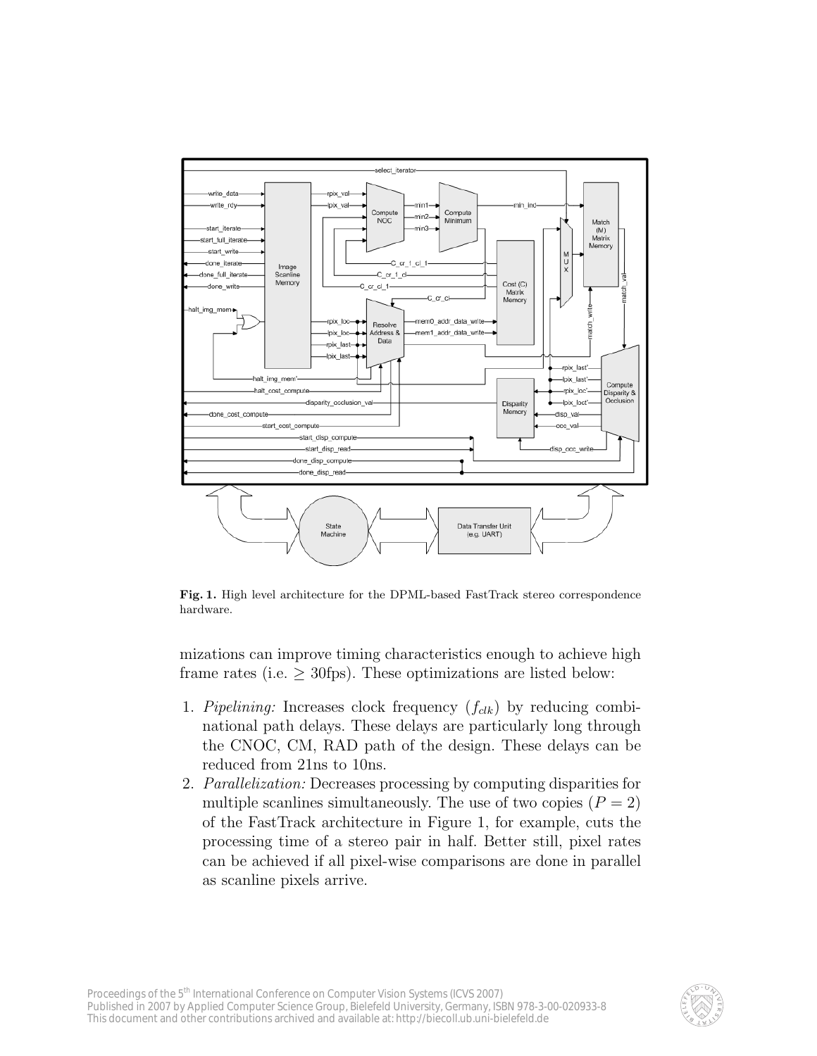**Fig. 1.** High level architecture for the DPML-based FastTrack stereo correspondence hardware.

mizations can improve timing characteristics enough to achieve high frame rates (i.e. $\geq$ 30fps). These optimizations are listed below:

1. *Pipelining:* Increases clock frequency ($f_{clk}$) by reducing combinational path delays. These delays are particularly long through the CNOC, CM, RAD path of the design. These delays can be reduced from 21ns to 10ns.
2. *Parallelization:* Decreases processing by computing disparities for multiple scanlines simultaneously. The use of two copies ($P = 2$) of the FastTrack architecture in Figure 1, for example, cuts the processing time of a stereo pair in half. Better still, pixel rates can be achieved if all pixel-wise comparisons are done in parallel as scanline pixels arrive.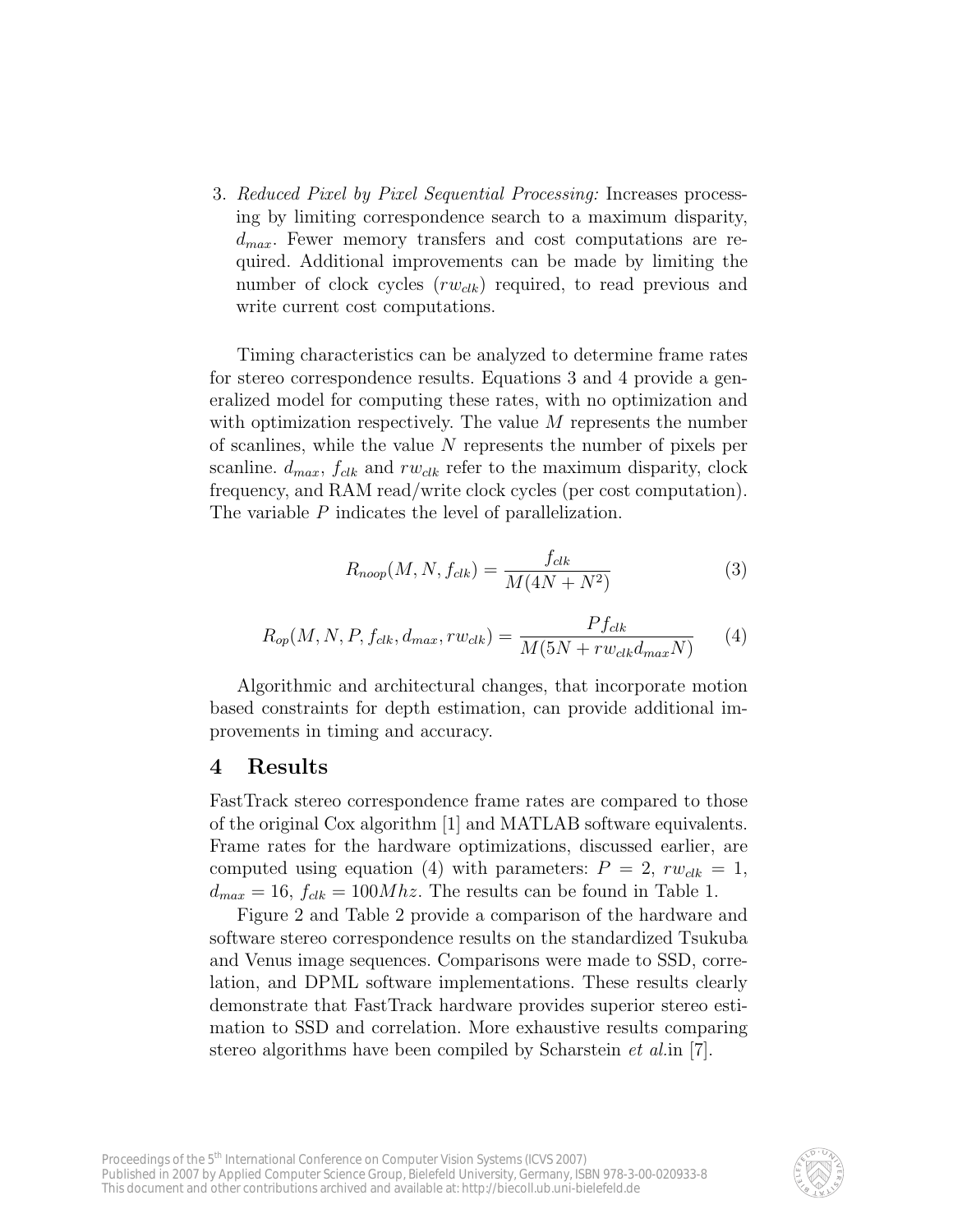3. *Reduced Pixel by Pixel Sequential Processing:* Increases processing by limiting correspondence search to a maximum disparity, $d_{max}$. Fewer memory transfers and cost computations are required. Additional improvements can be made by limiting the number of clock cycles ($rw_{clk}$) required, to read previous and write current cost computations.

Timing characteristics can be analyzed to determine frame rates for stereo correspondence results. Equations 3 and 4 provide a generalized model for computing these rates, with no optimization and with optimization respectively. The value $M$ represents the number of scanlines, while the value $N$ represents the number of pixels per scanline. $d_{max}$, $f_{clk}$ and $rw_{clk}$ refer to the maximum disparity, clock frequency, and RAM read/write clock cycles (per cost computation). The variable $P$ indicates the level of parallelization.

$$R_{noop}(M, N, f_{clk}) = \frac{f_{clk}}{M(4N + N^2)} \tag{3}$$

$$R_{op}(M, N, P, f_{clk}, d_{max}, rw_{clk}) = \frac{P f_{clk}}{M(5N + rw_{clk} d_{max} N)} \tag{4}$$

Algorithmic and architectural changes, that incorporate motion based constraints for depth estimation, can provide additional improvements in timing and accuracy.

## 4 Results

FastTrack stereo correspondence frame rates are compared to those of the original Cox algorithm [1] and MATLAB software equivalents. Frame rates for the hardware optimizations, discussed earlier, are computed using equation (4) with parameters: $P = 2$, $rw_{clk} = 1$, $d_{max} = 16$, $f_{clk} = 100Mhz$. The results can be found in Table 1.

Figure 2 and Table 2 provide a comparison of the hardware and software stereo correspondence results on the standardized Tsukuba and Venus image sequences. Comparisons were made to SSD, correlation, and DPML software implementations. These results clearly demonstrate that FastTrack hardware provides superior stereo estimation to SSD and correlation. More exhaustive results comparing stereo algorithms have been compiled by Scharstein *et al.*in [7].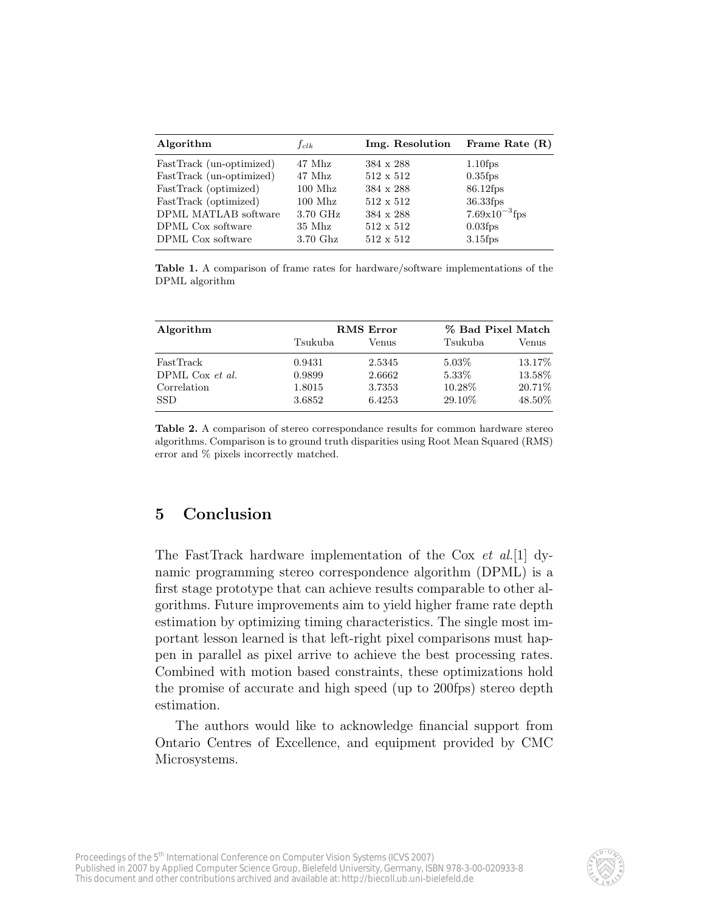| Algorithm | $f_{clk}$ | Img. Resolution | Frame Rate (R) |
|---|---|---|---|
| FastTrack (un-optimized) | 47 Mhz | 384 x 288 | 1.10fps |
| FastTrack (un-optimized) | 47 Mhz | 512 x 512 | 0.35fps |
| FastTrack (optimized) | 100 Mhz | 384 x 288 | 86.12fps |
| FastTrack (optimized) | 100 Mhz | 512 x 512 | 36.33fps |
| DPML MATLAB software | 3.70 GHz | 384 x 288 | $7.69 \text{x} 10^{-3}$fps |
| DPML Cox software | 35 Mhz | 512 x 512 | 0.03fps |
| DPML Cox software | 3.70 Ghz | 512 x 512 | 3.15fps |

**Table 1.** A comparison of frame rates for hardware/software implementations of the DPML algorithm

| Algorithm | RMS Error | | % Bad Pixel Match | |
|---|---|---|---|---|
| | Tsukuba | Venus | Tsukuba | Venus |
| FastTrack | 0.9431 | 2.5345 | 5.03% | 13.17% |
| DPML Cox *et al.* | 0.9899 | 2.6662 | 5.33% | 13.58% |
| Correlation | 1.8015 | 3.7353 | 10.28% | 20.71% |
| SSD | 3.6852 | 6.4253 | 29.10% | 48.50% |

**Table 2.** A comparison of stereo correspondance results for common hardware stereo algorithms. Comparison is to ground truth disparities using Root Mean Squared (RMS) error and % pixels incorrectly matched.

## 5 Conclusion

The FastTrack hardware implementation of the Cox *et al.*[1] dynamic programming stereo correspondence algorithm (DPML) is a first stage prototype that can achieve results comparable to other algorithms. Future improvements aim to yield higher frame rate depth estimation by optimizing timing characteristics. The single most important lesson learned is that left-right pixel comparisons must happen in parallel as pixel arrive to achieve the best processing rates. Combined with motion based constraints, these optimizations hold the promise of accurate and high speed (up to 200fps) stereo depth estimation.

The authors would like to acknowledge financial support from Ontario Centres of Excellence, and equipment provided by CMC Microsystems.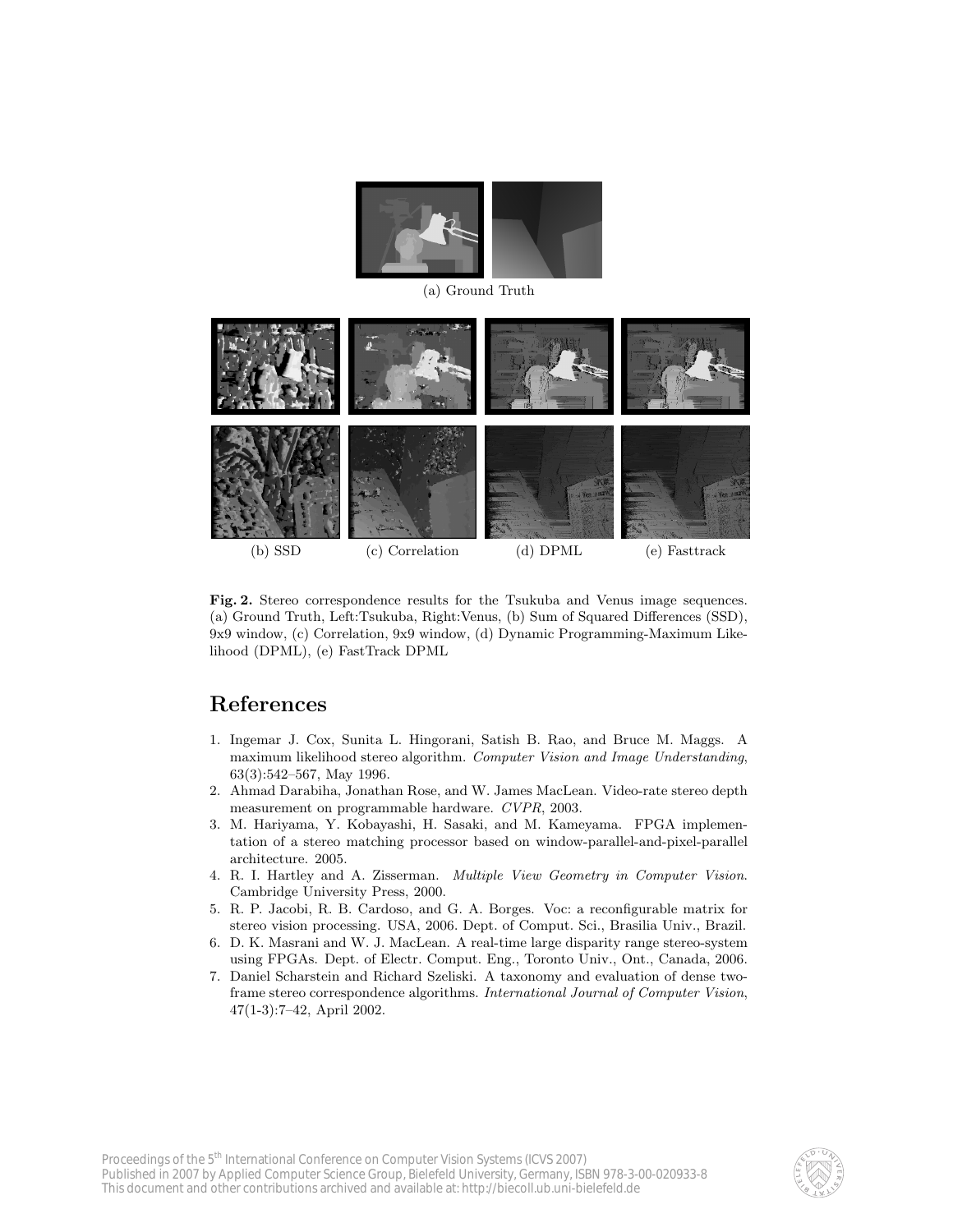(a) Ground Truth

(b) SSD (c) Correlation (d) DPML (e) Fasttrack

**Fig. 2.** Stereo correspondence results for the Tsukuba and Venus image sequences. (a) Ground Truth, Left:Tsukuba, Right:Venus, (b) Sum of Squared Differences (SSD), 9x9 window, (c) Correlation, 9x9 window, (d) Dynamic Programming-Maximum Likelihood (DPML), (e) FastTrack DPML

## References

1. Ingemar J. Cox, Sunita L. Hingorani, Satish B. Rao, and Bruce M. Maggs. A maximum likelihood stereo algorithm. *Computer Vision and Image Understanding*, 63(3):542–567, May 1996.
2. Ahmad Darabiha, Jonathan Rose, and W. James MacLean. Video-rate stereo depth measurement on programmable hardware. *CVPR*, 2003.
3. M. Hariyama, Y. Kobayashi, H. Sasaki, and M. Kameyama. FPGA implementation of a stereo matching processor based on window-parallel-and-pixel-parallel architecture. 2005.
4. R. I. Hartley and A. Zisserman. *Multiple View Geometry in Computer Vision*. Cambridge University Press, 2000.
5. R. P. Jacobi, R. B. Cardoso, and G. A. Borges. Voc: a reconfigurable matrix for stereo vision processing. USA, 2006. Dept. of Comput. Sci., Brasilia Univ., Brazil.
6. D. K. Masrani and W. J. MacLean. A real-time large disparity range stereo-system using FPGAs. Dept. of Electr. Comput. Eng., Toronto Univ., Ont., Canada, 2006.
7. Daniel Scharstein and Richard Szeliski. A taxonomy and evaluation of dense two-frame stereo correspondence algorithms. *International Journal of Computer Vision*, 47(1-3):7–42, April 2002.